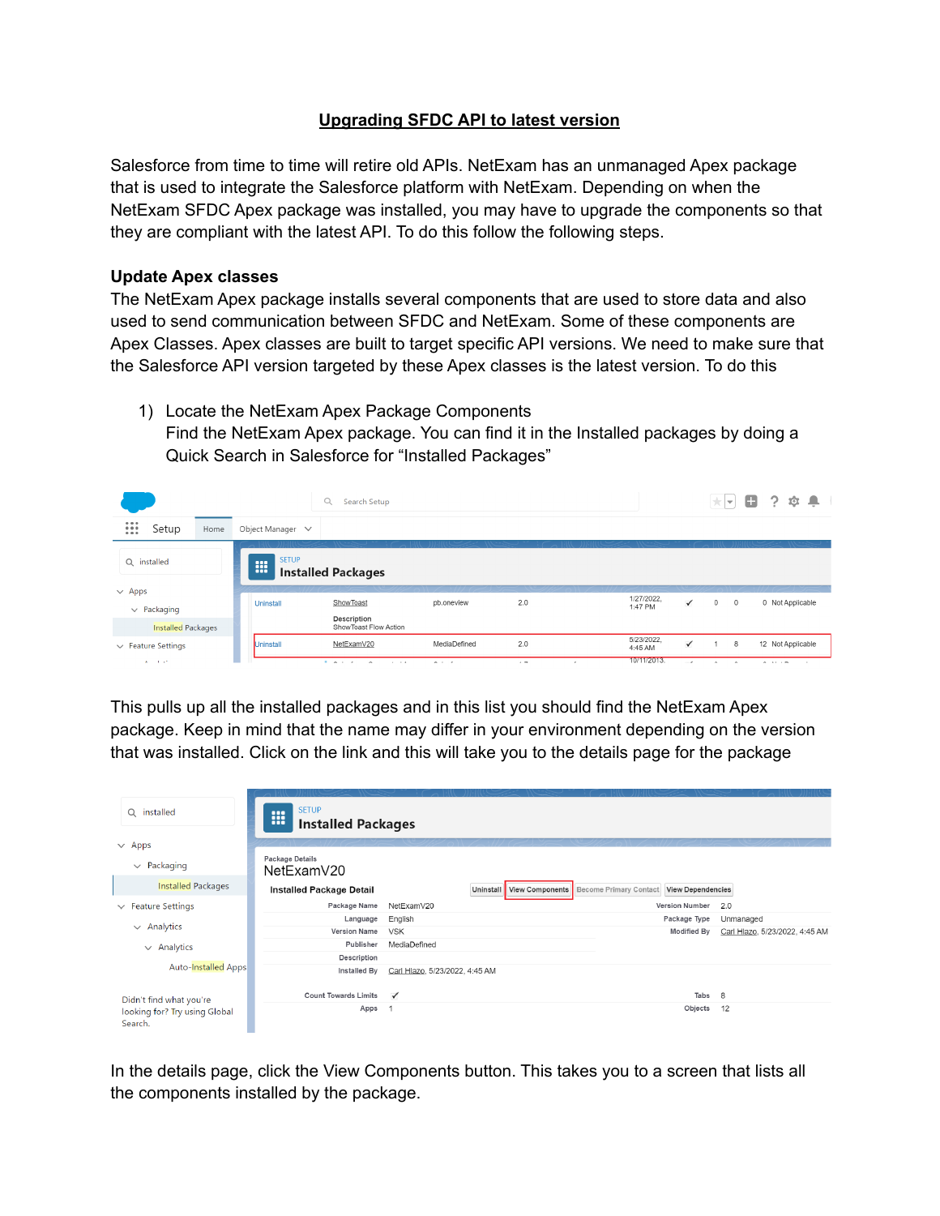# Upgrading SFDC API to latest version

Salesforce from time to time will retire old APIs. NetExam has an unmanaged Apex package that is used to integrate the Salesforce platform with NetExam. Depending on when the NetExam SFDC Apex package was installed, you may have to upgrade the components so that they are compliant with the latest API. To do this follow the following steps.

## Update Apex classes

The NetExam Apex package installs several components that are used to store data and also used to send communication between SFDC and NetExam. Some of these components are Apex Classes. Apex classes are built to target specific API versions. We need to make sure that the Salesforce API version targeted by these Apex classes is the latest version. To do this

1) Locate the NetExam Apex Package Components
   Find the NetExam Apex package. You can find it in the Installed packages by doing a Quick Search in Salesforce for "Installed Packages"

This pulls up all the installed packages and in this list you should find the NetExam Apex package. Keep in mind that the name may differ in your environment depending on the version that was installed. Click on the link and this will take you to the details page for the package

In the details page, click the View Components button. This takes you to a screen that lists all the components installed by the package.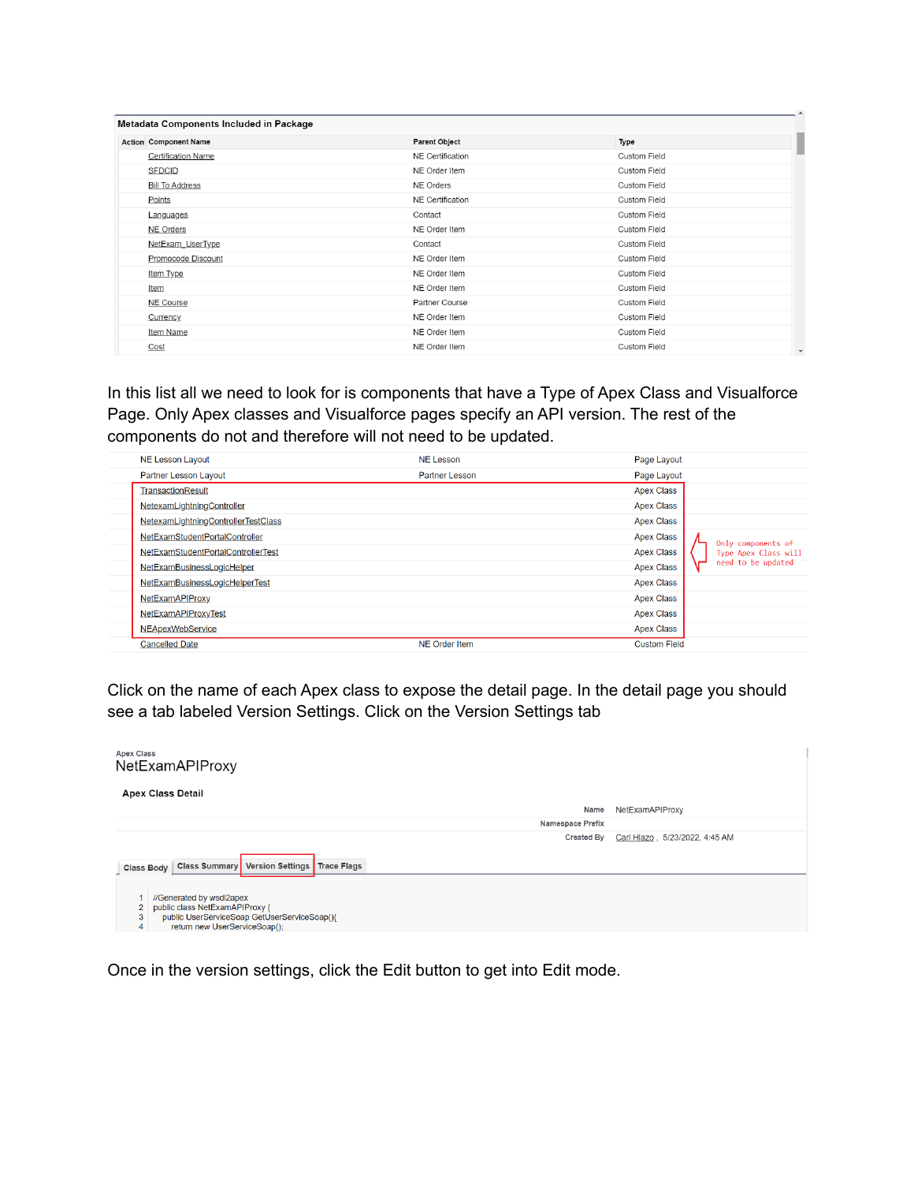**Metadata Components Included in Package**

| Action | Component Name | Parent Object | Type |
|---|---|---|---|
| | Certification Name | NE Certification | Custom Field |
| | SFDCID | NE Order Item | Custom Field |
| | Bill To Address | NE Orders | Custom Field |
| | Points | NE Certification | Custom Field |
| | Languages | Contact | Custom Field |
| | NE Orders | NE Order Item | Custom Field |
| | NetExam_UserType | Contact | Custom Field |
| | Promocode Discount | NE Order Item | Custom Field |
| | Item Type | NE Order Item | Custom Field |
| | Item | NE Order Item | Custom Field |
| | NE Course | Partner Course | Custom Field |
| | Currency | NE Order Item | Custom Field |
| | Item Name | NE Order Item | Custom Field |
| | Cost | NE Order Item | Custom Field |

In this list all we need to look for is components that have a Type of Apex Class and Visualforce Page. Only Apex classes and Visualforce pages specify an API version. The rest of the components do not and therefore will not need to be updated.

| Component Name | Parent Object | Type |
|---|---|---|
| NE Lesson Layout | NE Lesson | Page Layout |
| Partner Lesson Layout | Partner Lesson | Page Layout |
| TransactionResult | | Apex Class |
| NetexamLightningController | | Apex Class |
| NetexamLightningControllerTestClass | | Apex Class |
| NetExamStudentPortalController | | Apex Class |
| NetExamStudentPortalControllerTest | | Apex Class |
| NetExamBusinessLogicHelper | | Apex Class |
| NetExamBusinessLogicHelperTest | | Apex Class |
| NetExamAPIProxy | | Apex Class |
| NetExamAPIProxyTest | | Apex Class |
| NEApexWebService | | Apex Class |
| Cancelled Date | NE Order Item | Custom Field |

Only components of Type Apex Class will need to be updated

Click on the name of each Apex class to expose the detail page. In the detail page you should see a tab labeled Version Settings. Click on the Version Settings tab

Apex Class

NetExamAPIProxy

**Apex Class Detail**

| | |
|---|---|
| Name | NetExamAPIProxy |
| Namespace Prefix | |
| Created By | Carl Hlazo , 5/23/2022, 4:45 AM |

Class Body | Class Summary | Version Settings | Trace Flags

```
1  //Generated by wsdl2apex
2  public class NetExamAPIProxy {
3      public UserServiceSoap GetUserServiceSoap(){
4          return new UserServiceSoap();
```

Once in the version settings, click the Edit button to get into Edit mode.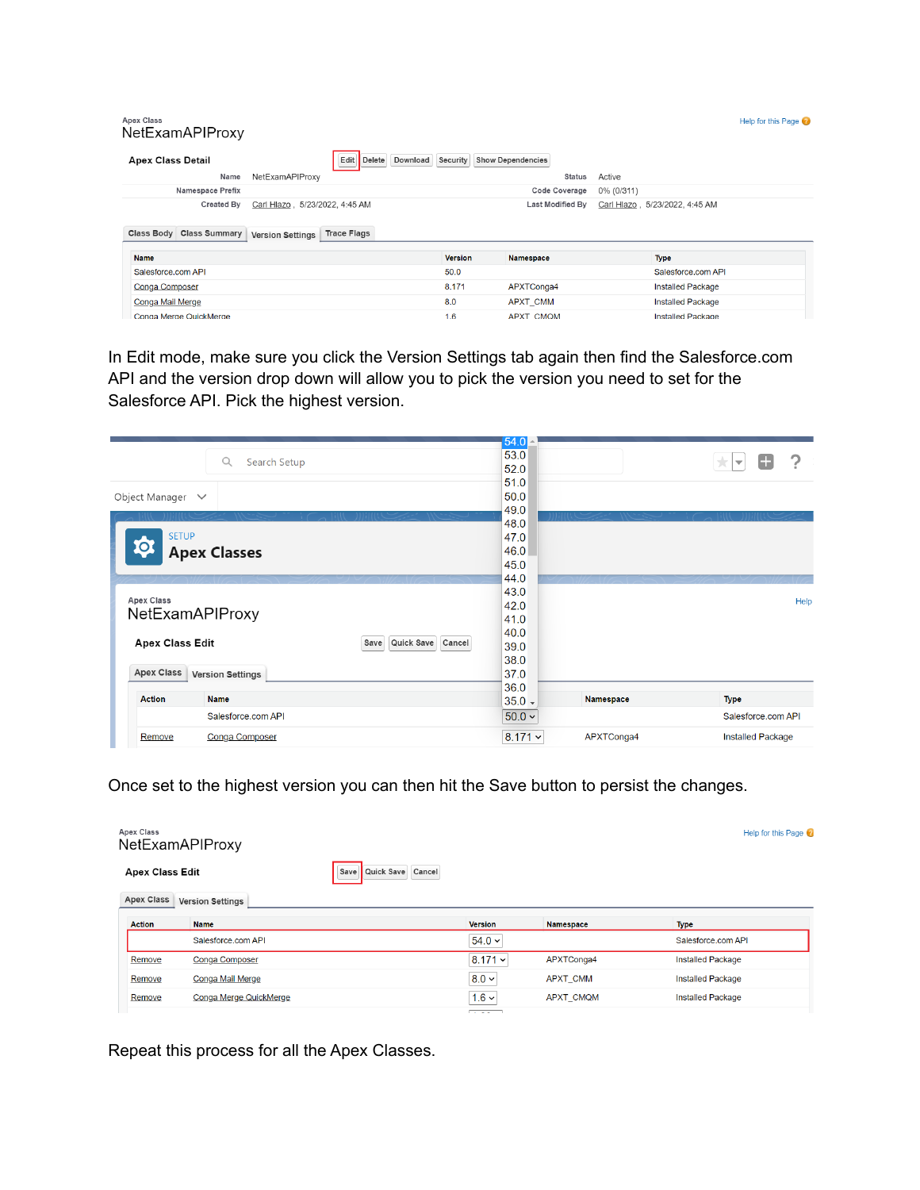Apex Class
NetExamAPIProxy

**Apex Class Detail** — Edit | Delete | Download | Security | Show Dependencies

| | | | |
|---|---|---|---|
| Name | NetExamAPIProxy | Status | Active |
| Namespace Prefix | | Code Coverage | 0% (0/311) |
| Created By | Carl Hlazo, 5/23/2022, 4:45 AM | Last Modified By | Carl Hlazo, 5/23/2022, 4:45 AM |

Class Body | Class Summary | Version Settings | Trace Flags

| Name | Version | Namespace | Type |
|---|---|---|---|
| Salesforce.com API | 50.0 | | Salesforce.com API |
| Conga Composer | 8.171 | APXTConga4 | Installed Package |
| Conga Mail Merge | 8.0 | APXT_CMM | Installed Package |
| Conga Merge QuickMerge | 1.6 | APXT_CMQM | Installed Package |

In Edit mode, make sure you click the Version Settings tab again then find the Salesforce.com API and the version drop down will allow you to pick the version you need to set for the Salesforce API. Pick the highest version.

Apex Class
NetExamAPIProxy

**Apex Class Edit** — Save | Quick Save | Cancel

Apex Class | Version Settings

| Action | Name | Version | Namespace | Type |
|---|---|---|---|---|
| | Salesforce.com API | 50.0 | | Salesforce.com API |
| Remove | Conga Composer | 8.171 | APXTConga4 | Installed Package |

Once set to the highest version you can then hit the Save button to persist the changes.

Apex Class
NetExamAPIProxy

**Apex Class Edit** — Save | Quick Save | Cancel

Apex Class | Version Settings

| Action | Name | Version | Namespace | Type |
|---|---|---|---|---|
| | Salesforce.com API | 54.0 | | Salesforce.com API |
| Remove | Conga Composer | 8.171 | APXTConga4 | Installed Package |
| Remove | Conga Mail Merge | 8.0 | APXT_CMM | Installed Package |
| Remove | Conga Merge QuickMerge | 1.6 | APXT_CMQM | Installed Package |

Repeat this process for all the Apex Classes.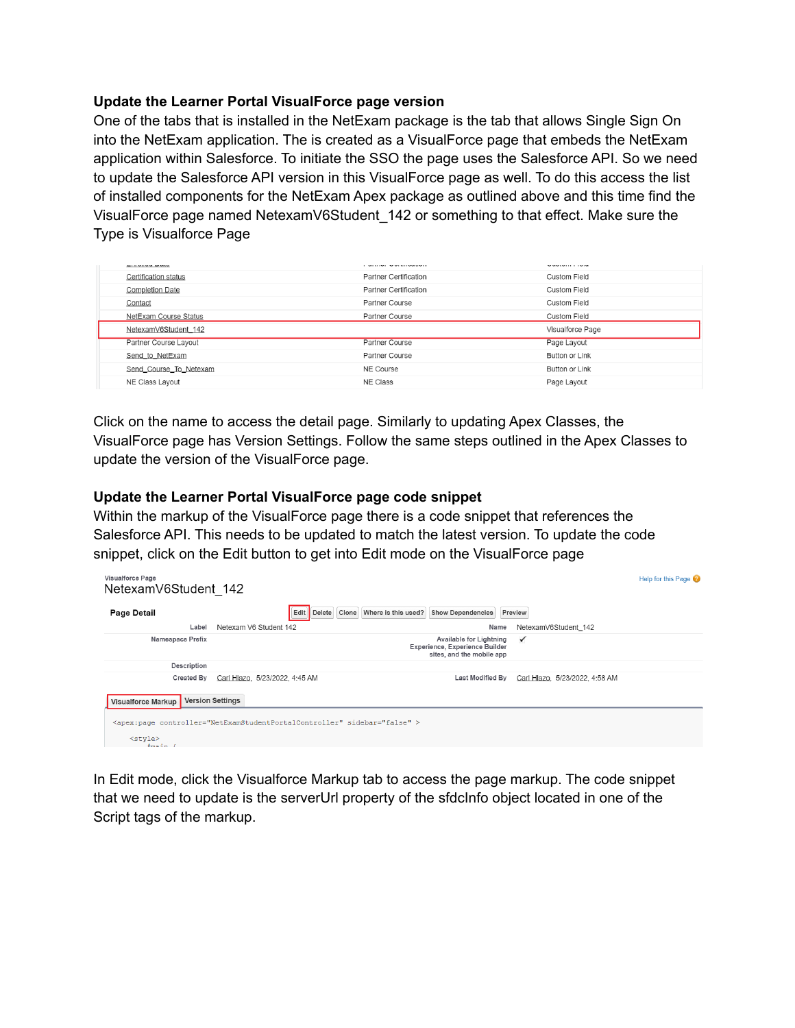### Update the Learner Portal VisualForce page version

One of the tabs that is installed in the NetExam package is the tab that allows Single Sign On into the NetExam application. The is created as a VisualForce page that embeds the NetExam application within Salesforce. To initiate the SSO the page uses the Salesforce API. So we need to update the Salesforce API version in this VisualForce page as well. To do this access the list of installed components for the NetExam Apex package as outlined above and this time find the VisualForce page named NetexamV6Student_142 or something to that effect. Make sure the Type is Visualforce Page

| | | |
|---|---|---|
| Certification status | Partner Certification | Custom Field |
| Completion Date | Partner Certification | Custom Field |
| Contact | Partner Course | Custom Field |
| NetExam Course Status | Partner Course | Custom Field |
| NetexamV6Student_142 | | Visualforce Page |
| Partner Course Layout | Partner Course | Page Layout |
| Send_to_NetExam | Partner Course | Button or Link |
| Send_Course_To_Netexam | NE Course | Button or Link |
| NE Class Layout | NE Class | Page Layout |

Click on the name to access the detail page. Similarly to updating Apex Classes, the VisualForce page has Version Settings. Follow the same steps outlined in the Apex Classes to update the version of the VisualForce page.

### Update the Learner Portal VisualForce page code snippet

Within the markup of the VisualForce page there is a code snippet that references the Salesforce API. This needs to be updated to match the latest version. To update the code snippet, click on the Edit button to get into Edit mode on the VisualForce page

Visualforce Page
NetexamV6Student_142

Help for this Page

**Page Detail** — Edit | Delete | Clone | Where is this used? | Show Dependencies | Preview

| | | | |
|---|---|---|---|
| Label | Netexam V6 Student 142 | Name | NetexamV6Student_142 |
| Namespace Prefix | | Available for Lightning Experience, Experience Builder sites, and the mobile app | ✓ |
| Description | | | |
| Created By | Carl Hlazo, 5/23/2022, 4:45 AM | Last Modified By | Carl Hlazo, 5/23/2022, 4:58 AM |

Visualforce Markup | Version Settings

```
<apex:page controller="NetExamStudentPortalController" sidebar="false" >
    <style>
```

In Edit mode, click the Visualforce Markup tab to access the page markup. The code snippet that we need to update is the serverUrl property of the sfdcInfo object located in one of the Script tags of the markup.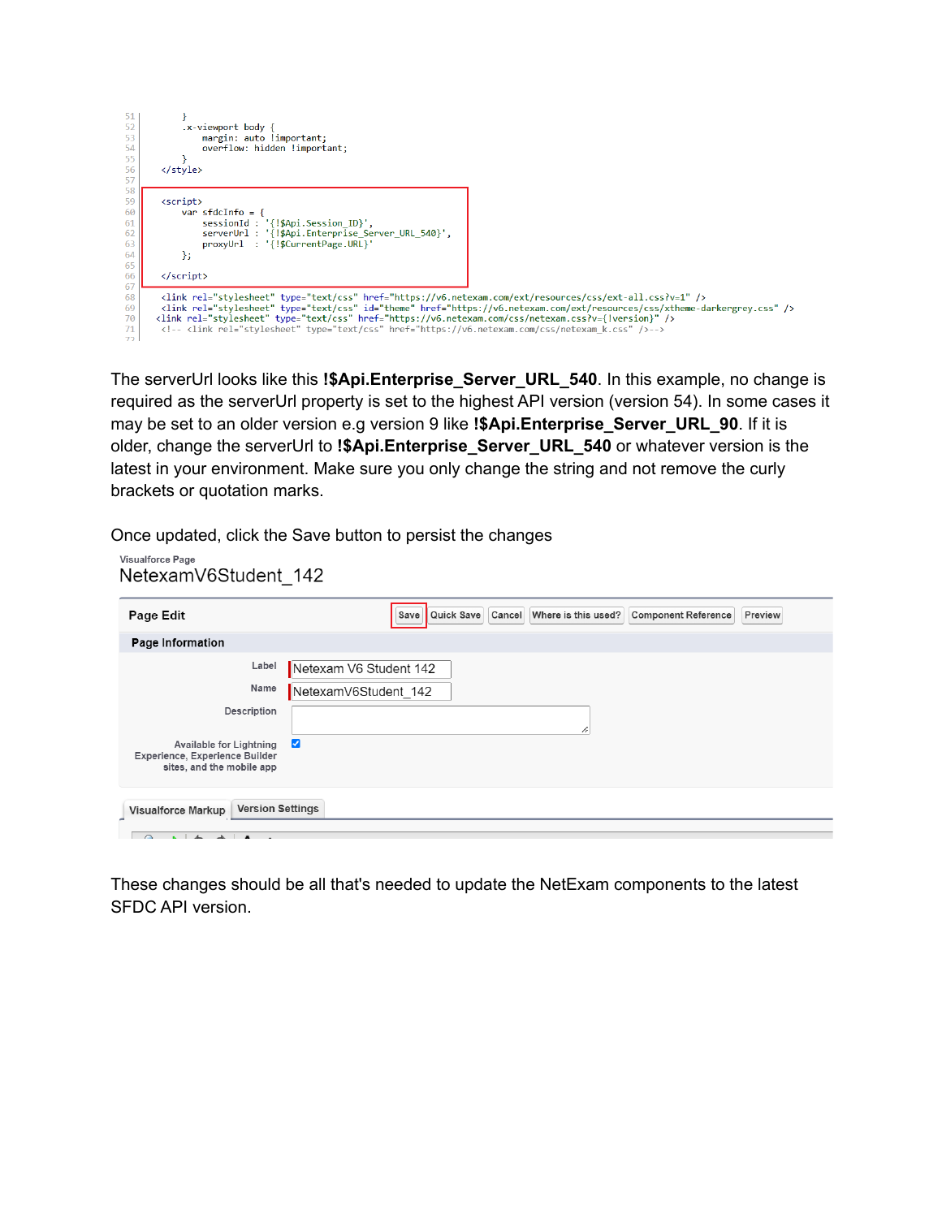```
51        }
52        .x-viewport body {
53            margin: auto !important;
54            overflow: hidden !important;
55        }
56    </style>
57
58
59    <script>
60        var sfdcInfo = {
61            sessionId : '{!$Api.Session_ID}',
62            serverUrl : '{!$Api.Enterprise_Server_URL_540}',
63            proxyUrl  : '{!$CurrentPage.URL}'
64        };
65
66    </script>
67
68    <link rel="stylesheet" type="text/css" href="https://v6.netexam.com/ext/resources/css/ext-all.css?v=1" />
69    <link rel="stylesheet" type="text/css" id="theme" href="https://v6.netexam.com/ext/resources/css/xtheme-darkergrey.css" />
70   <link rel="stylesheet" type="text/css" href="https://v6.netexam.com/css/netexam.css?v={!version}" />
71    <!-- <link rel="stylesheet" type="text/css" href="https://v6.netexam.com/css/netexam_k.css" />-->
```

The serverUrl looks like this **!$Api.Enterprise_Server_URL_540**. In this example, no change is required as the serverUrl property is set to the highest API version (version 54). In some cases it may be set to an older version e.g version 9 like **!$Api.Enterprise_Server_URL_90**. If it is older, change the serverUrl to **!$Api.Enterprise_Server_URL_540** or whatever version is the latest in your environment. Make sure you only change the string and not remove the curly brackets or quotation marks.

Once updated, click the Save button to persist the changes

Visualforce Page

NetexamV6Student_142

**Page Edit** — Save | Quick Save | Cancel | Where is this used? | Component Reference | Preview

**Page Information**

| | |
|---|---|
| Label | Netexam V6 Student 142 |
| Name | NetexamV6Student_142 |
| Description | |
| Available for Lightning Experience, Experience Builder sites, and the mobile app | ☑ |

Visualforce Markup | Version Settings

These changes should be all that's needed to update the NetExam components to the latest SFDC API version.